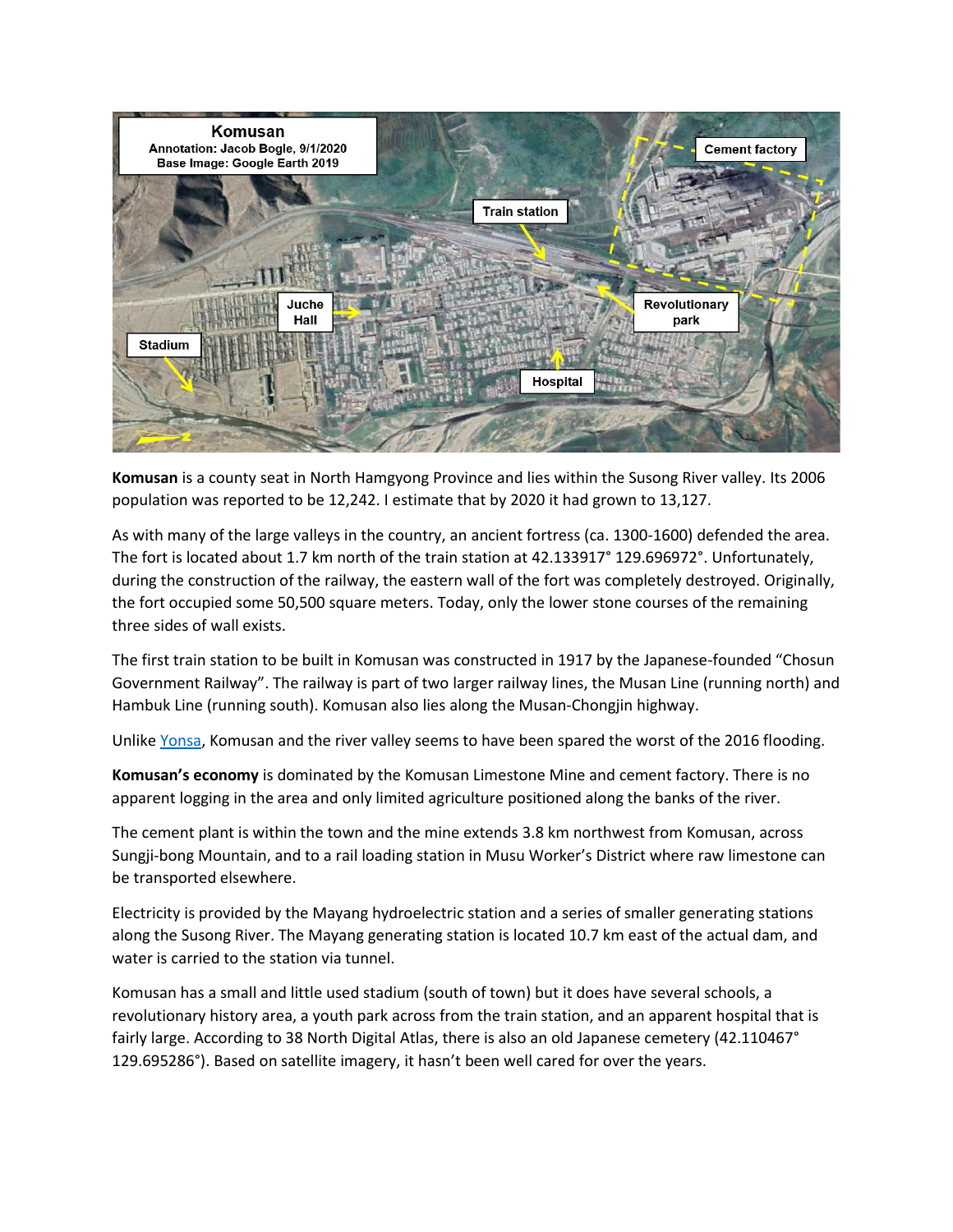Komusan
Annotation: Jacob Bogle, 9/1/2020
Base Image: Google Earth 2019

Cement factory

Train station

Juche Hall

Revolutionary park

Stadium

Hospital

**Komusan** is a county seat in North Hamgyong Province and lies within the Susong River valley. Its 2006 population was reported to be 12,242. I estimate that by 2020 it had grown to 13,127.

As with many of the large valleys in the country, an ancient fortress (ca. 1300-1600) defended the area. The fort is located about 1.7 km north of the train station at 42.133917° 129.696972°. Unfortunately, during the construction of the railway, the eastern wall of the fort was completely destroyed. Originally, the fort occupied some 50,500 square meters. Today, only the lower stone courses of the remaining three sides of wall exists.

The first train station to be built in Komusan was constructed in 1917 by the Japanese-founded "Chosun Government Railway". The railway is part of two larger railway lines, the Musan Line (running north) and Hambuk Line (running south). Komusan also lies along the Musan-Chongjin highway.

Unlike Yonsa, Komusan and the river valley seems to have been spared the worst of the 2016 flooding.

**Komusan's economy** is dominated by the Komusan Limestone Mine and cement factory. There is no apparent logging in the area and only limited agriculture positioned along the banks of the river.

The cement plant is within the town and the mine extends 3.8 km northwest from Komusan, across Sungji-bong Mountain, and to a rail loading station in Musu Worker's District where raw limestone can be transported elsewhere.

Electricity is provided by the Mayang hydroelectric station and a series of smaller generating stations along the Susong River. The Mayang generating station is located 10.7 km east of the actual dam, and water is carried to the station via tunnel.

Komusan has a small and little used stadium (south of town) but it does have several schools, a revolutionary history area, a youth park across from the train station, and an apparent hospital that is fairly large. According to 38 North Digital Atlas, there is also an old Japanese cemetery (42.110467° 129.695286°). Based on satellite imagery, it hasn't been well cared for over the years.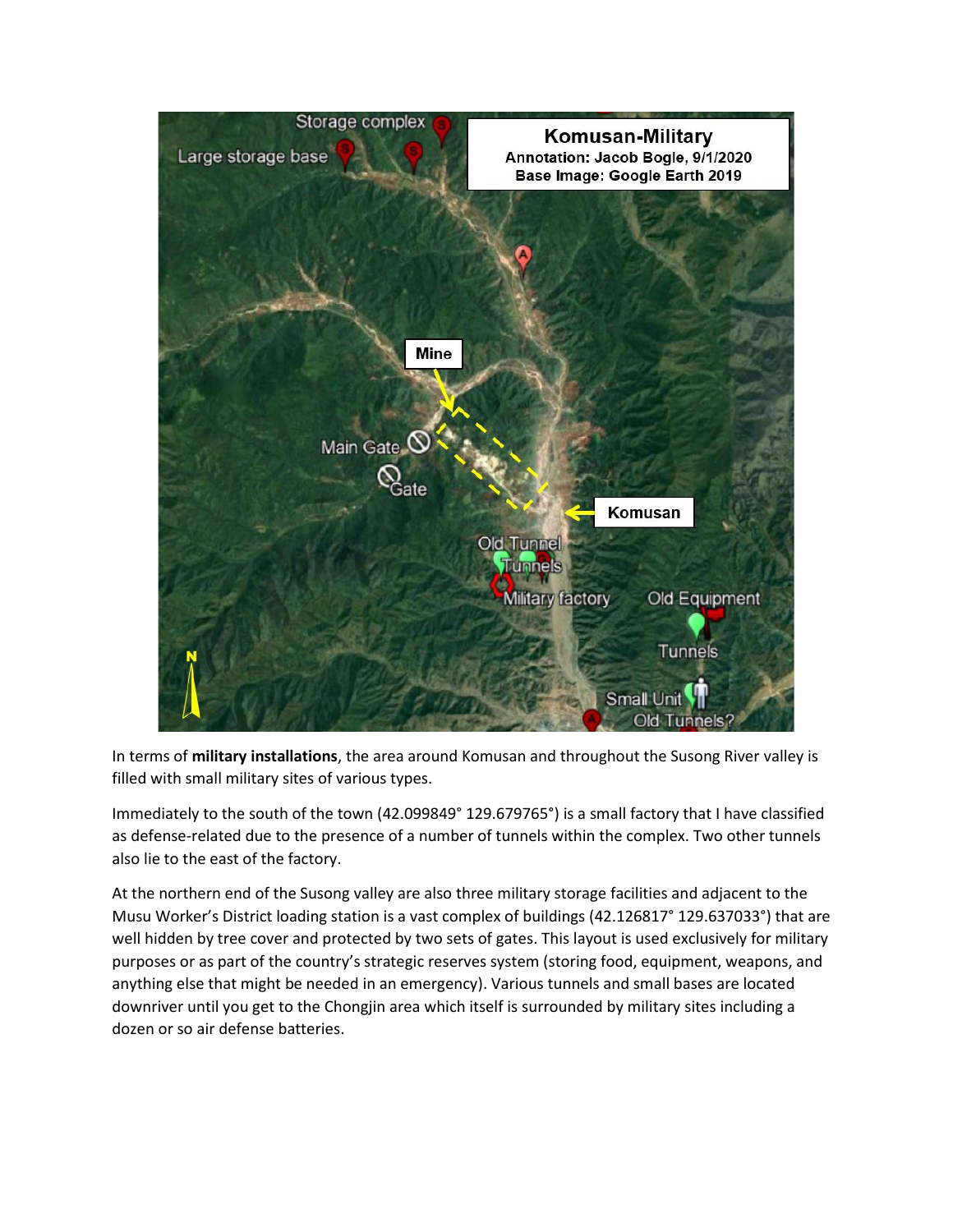Komusan-Military
Annotation: Jacob Bogle, 9/1/2020
Base Image: Google Earth 2019

Storage complex
Large storage base
Mine
Main Gate
Gate
Komusan
Old Tunnel
Tunnels
Military factory
Old Equipment
Tunnels
Small Unit
Old Tunnels?
N

In terms of **military installations**, the area around Komusan and throughout the Susong River valley is filled with small military sites of various types.

Immediately to the south of the town (42.099849° 129.679765°) is a small factory that I have classified as defense-related due to the presence of a number of tunnels within the complex. Two other tunnels also lie to the east of the factory.

At the northern end of the Susong valley are also three military storage facilities and adjacent to the Musu Worker's District loading station is a vast complex of buildings (42.126817° 129.637033°) that are well hidden by tree cover and protected by two sets of gates. This layout is used exclusively for military purposes or as part of the country's strategic reserves system (storing food, equipment, weapons, and anything else that might be needed in an emergency). Various tunnels and small bases are located downriver until you get to the Chongjin area which itself is surrounded by military sites including a dozen or so air defense batteries.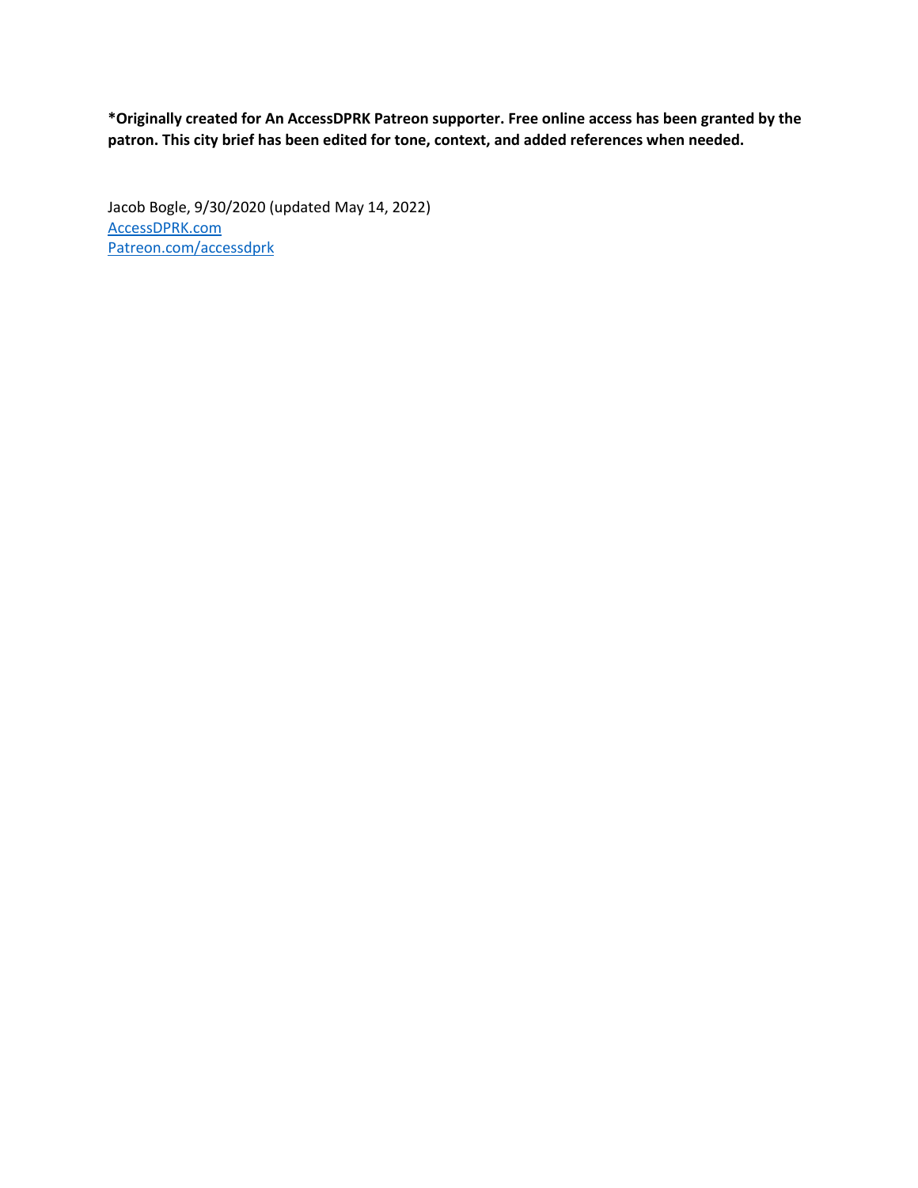**\*Originally created for An AccessDPRK Patreon supporter. Free online access has been granted by the patron. This city brief has been edited for tone, context, and added references when needed.**

Jacob Bogle, 9/30/2020 (updated May 14, 2022)
[AccessDPRK.com](AccessDPRK.com)
[Patreon.com/accessdprk](Patreon.com/accessdprk)